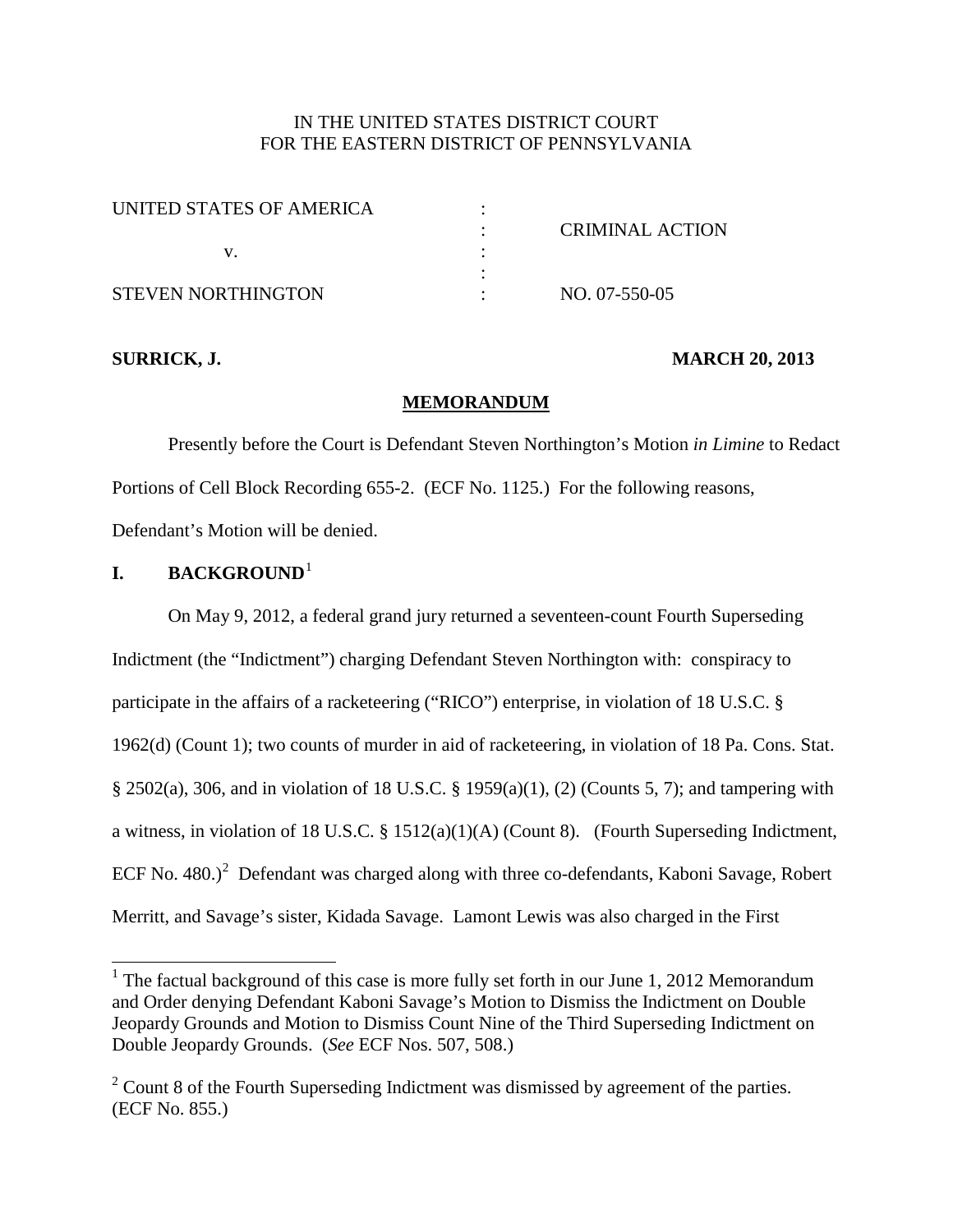IN THE UNITED STATES DISTRICT COURT
FOR THE EASTERN DISTRICT OF PENNSYLVANIA

| | | |
|---|---|---|
| UNITED STATES OF AMERICA | : | |
| | : | CRIMINAL ACTION |
| v. | : | |
| | : | |
| STEVEN NORTHINGTON | : | NO. 07-550-05 |

**SURRICK, J.** **MARCH 20, 2013**

## MEMORANDUM

Presently before the Court is Defendant Steven Northington's Motion *in Limine* to Redact Portions of Cell Block Recording 655-2. (ECF No. 1125.) For the following reasons, Defendant's Motion will be denied.

## I. BACKGROUND[1]

On May 9, 2012, a federal grand jury returned a seventeen-count Fourth Superseding Indictment (the "Indictment") charging Defendant Steven Northington with: conspiracy to participate in the affairs of a racketeering ("RICO") enterprise, in violation of 18 U.S.C. § 1962(d) (Count 1); two counts of murder in aid of racketeering, in violation of 18 Pa. Cons. Stat. § 2502(a), 306, and in violation of 18 U.S.C. § 1959(a)(1), (2) (Counts 5, 7); and tampering with a witness, in violation of 18 U.S.C. § 1512(a)(1)(A) (Count 8). (Fourth Superseding Indictment, ECF No. 480.)[2] Defendant was charged along with three co-defendants, Kaboni Savage, Robert Merritt, and Savage's sister, Kidada Savage. Lamont Lewis was also charged in the First

---

[1] The factual background of this case is more fully set forth in our June 1, 2012 Memorandum and Order denying Defendant Kaboni Savage's Motion to Dismiss the Indictment on Double Jeopardy Grounds and Motion to Dismiss Count Nine of the Third Superseding Indictment on Double Jeopardy Grounds. (*See* ECF Nos. 507, 508.)

[2] Count 8 of the Fourth Superseding Indictment was dismissed by agreement of the parties. (ECF No. 855.)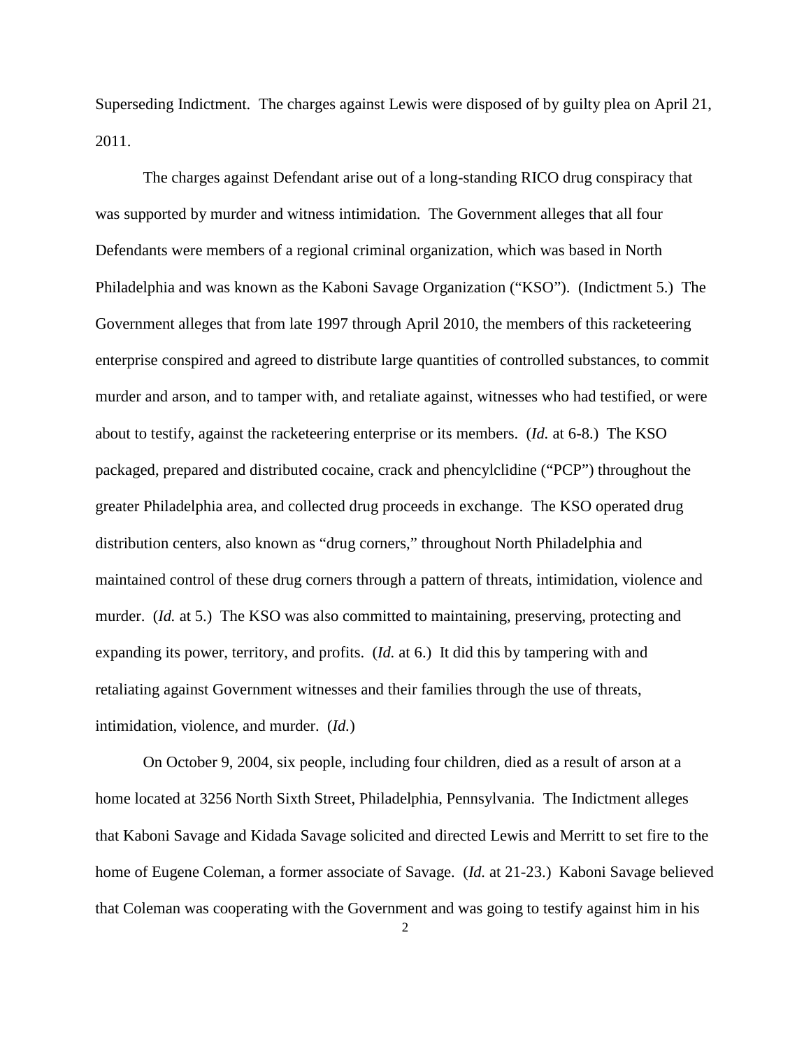Superseding Indictment. The charges against Lewis were disposed of by guilty plea on April 21, 2011.

The charges against Defendant arise out of a long-standing RICO drug conspiracy that was supported by murder and witness intimidation. The Government alleges that all four Defendants were members of a regional criminal organization, which was based in North Philadelphia and was known as the Kaboni Savage Organization ("KSO"). (Indictment 5.) The Government alleges that from late 1997 through April 2010, the members of this racketeering enterprise conspired and agreed to distribute large quantities of controlled substances, to commit murder and arson, and to tamper with, and retaliate against, witnesses who had testified, or were about to testify, against the racketeering enterprise or its members. (*Id.* at 6-8.) The KSO packaged, prepared and distributed cocaine, crack and phencylclidine ("PCP") throughout the greater Philadelphia area, and collected drug proceeds in exchange. The KSO operated drug distribution centers, also known as "drug corners," throughout North Philadelphia and maintained control of these drug corners through a pattern of threats, intimidation, violence and murder. (*Id.* at 5.) The KSO was also committed to maintaining, preserving, protecting and expanding its power, territory, and profits. (*Id.* at 6.) It did this by tampering with and retaliating against Government witnesses and their families through the use of threats, intimidation, violence, and murder. (*Id.*)

On October 9, 2004, six people, including four children, died as a result of arson at a home located at 3256 North Sixth Street, Philadelphia, Pennsylvania. The Indictment alleges that Kaboni Savage and Kidada Savage solicited and directed Lewis and Merritt to set fire to the home of Eugene Coleman, a former associate of Savage. (*Id.* at 21-23.) Kaboni Savage believed that Coleman was cooperating with the Government and was going to testify against him in his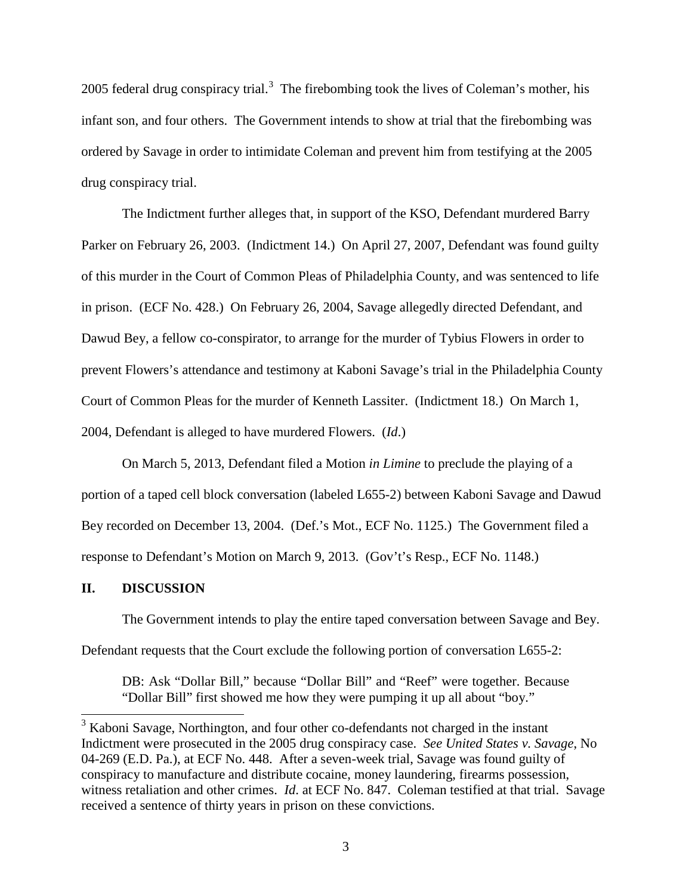2005 federal drug conspiracy trial.[3] The firebombing took the lives of Coleman's mother, his infant son, and four others. The Government intends to show at trial that the firebombing was ordered by Savage in order to intimidate Coleman and prevent him from testifying at the 2005 drug conspiracy trial.

The Indictment further alleges that, in support of the KSO, Defendant murdered Barry Parker on February 26, 2003. (Indictment 14.) On April 27, 2007, Defendant was found guilty of this murder in the Court of Common Pleas of Philadelphia County, and was sentenced to life in prison. (ECF No. 428.) On February 26, 2004, Savage allegedly directed Defendant, and Dawud Bey, a fellow co-conspirator, to arrange for the murder of Tybius Flowers in order to prevent Flowers's attendance and testimony at Kaboni Savage's trial in the Philadelphia County Court of Common Pleas for the murder of Kenneth Lassiter. (Indictment 18.) On March 1, 2004, Defendant is alleged to have murdered Flowers. (*Id*.)

On March 5, 2013, Defendant filed a Motion *in Limine* to preclude the playing of a portion of a taped cell block conversation (labeled L655-2) between Kaboni Savage and Dawud Bey recorded on December 13, 2004. (Def.'s Mot., ECF No. 1125.) The Government filed a response to Defendant's Motion on March 9, 2013. (Gov't's Resp., ECF No. 1148.)

## II. DISCUSSION

The Government intends to play the entire taped conversation between Savage and Bey. Defendant requests that the Court exclude the following portion of conversation L655-2:

> DB: Ask "Dollar Bill," because "Dollar Bill" and "Reef" were together. Because "Dollar Bill" first showed me how they were pumping it up all about "boy."

[3] Kaboni Savage, Northington, and four other co-defendants not charged in the instant Indictment were prosecuted in the 2005 drug conspiracy case. *See United States v. Savage*, No 04-269 (E.D. Pa.), at ECF No. 448. After a seven-week trial, Savage was found guilty of conspiracy to manufacture and distribute cocaine, money laundering, firearms possession, witness retaliation and other crimes. *Id*. at ECF No. 847. Coleman testified at that trial. Savage received a sentence of thirty years in prison on these convictions.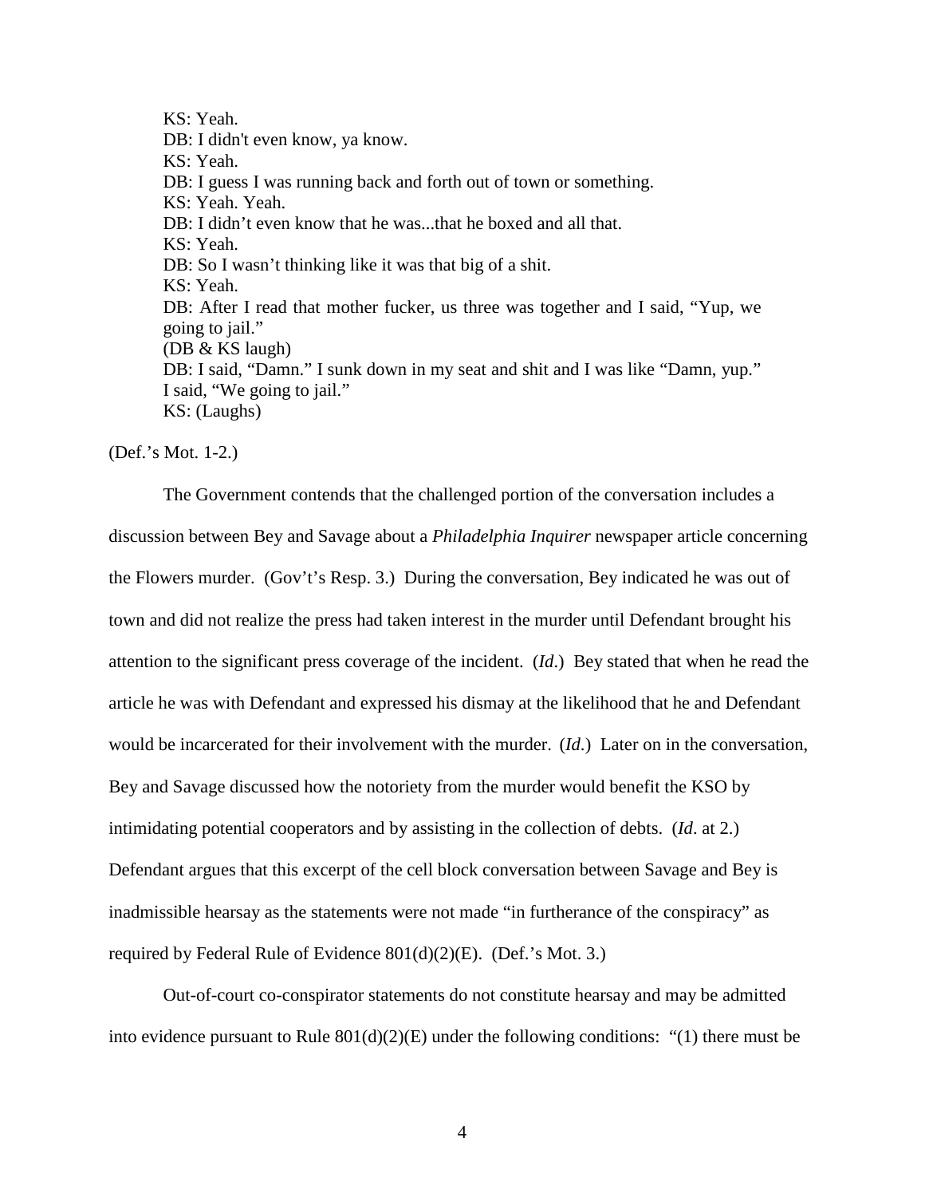KS: Yeah.
DB: I didn't even know, ya know.
KS: Yeah.
DB: I guess I was running back and forth out of town or something.
KS: Yeah. Yeah.
DB: I didn't even know that he was...that he boxed and all that.
KS: Yeah.
DB: So I wasn't thinking like it was that big of a shit.
KS: Yeah.
DB: After I read that mother fucker, us three was together and I said, "Yup, we going to jail."
(DB & KS laugh)
DB: I said, "Damn." I sunk down in my seat and shit and I was like "Damn, yup." I said, "We going to jail."
KS: (Laughs)

(Def.'s Mot. 1-2.)

The Government contends that the challenged portion of the conversation includes a discussion between Bey and Savage about a *Philadelphia Inquirer* newspaper article concerning the Flowers murder. (Gov't's Resp. 3.) During the conversation, Bey indicated he was out of town and did not realize the press had taken interest in the murder until Defendant brought his attention to the significant press coverage of the incident. (*Id*.) Bey stated that when he read the article he was with Defendant and expressed his dismay at the likelihood that he and Defendant would be incarcerated for their involvement with the murder. (*Id*.) Later on in the conversation, Bey and Savage discussed how the notoriety from the murder would benefit the KSO by intimidating potential cooperators and by assisting in the collection of debts. (*Id*. at 2.) Defendant argues that this excerpt of the cell block conversation between Savage and Bey is inadmissible hearsay as the statements were not made "in furtherance of the conspiracy" as required by Federal Rule of Evidence 801(d)(2)(E). (Def.'s Mot. 3.)

Out-of-court co-conspirator statements do not constitute hearsay and may be admitted into evidence pursuant to Rule 801(d)(2)(E) under the following conditions: "(1) there must be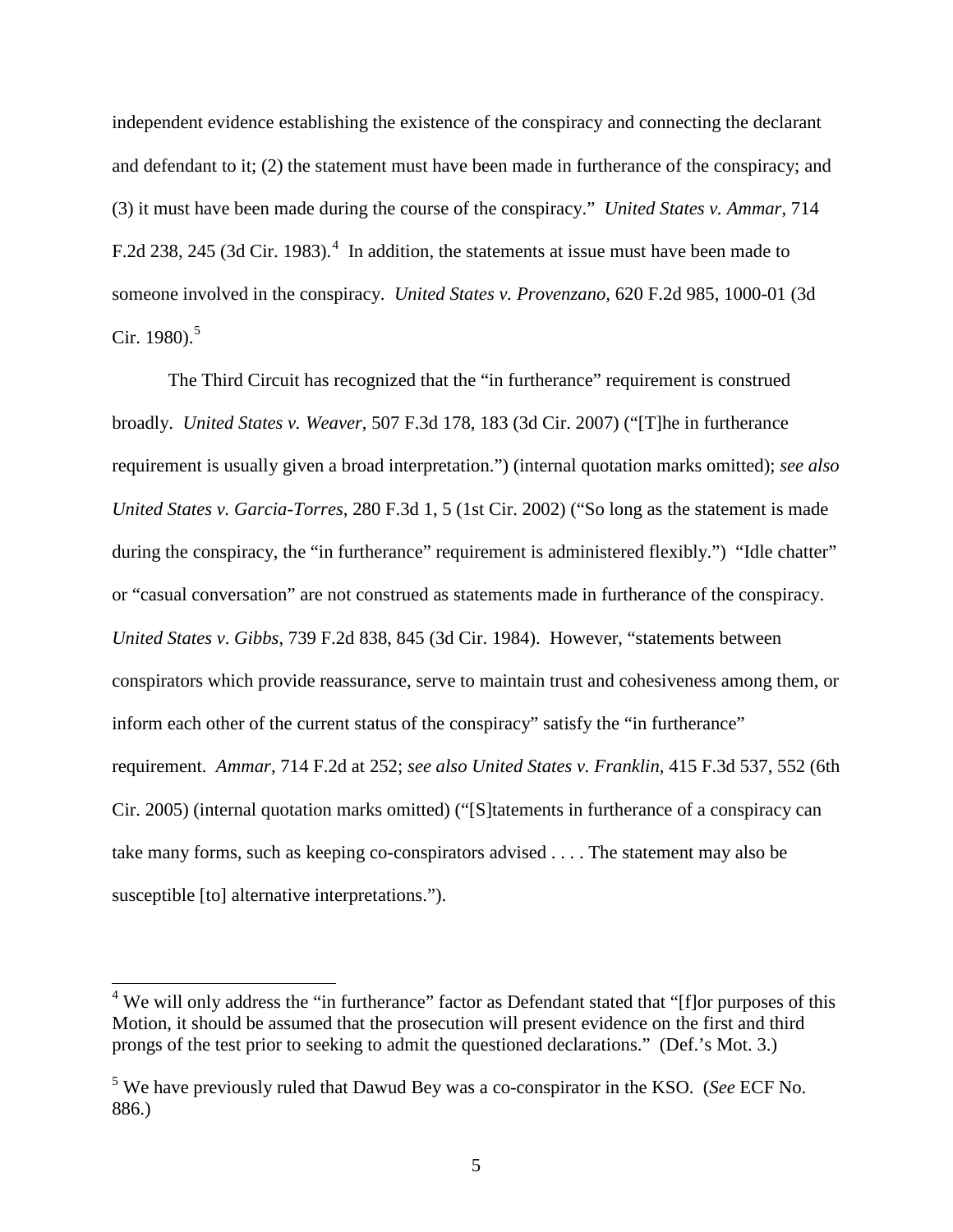independent evidence establishing the existence of the conspiracy and connecting the declarant and defendant to it; (2) the statement must have been made in furtherance of the conspiracy; and (3) it must have been made during the course of the conspiracy." *United States v. Ammar*, 714 F.2d 238, 245 (3d Cir. 1983).[4] In addition, the statements at issue must have been made to someone involved in the conspiracy. *United States v. Provenzano*, 620 F.2d 985, 1000-01 (3d Cir. 1980).[5]

The Third Circuit has recognized that the "in furtherance" requirement is construed broadly. *United States v. Weaver*, 507 F.3d 178, 183 (3d Cir. 2007) ("[T]he in furtherance requirement is usually given a broad interpretation.") (internal quotation marks omitted); *see also United States v. Garcia-Torres*, 280 F.3d 1, 5 (1st Cir. 2002) ("So long as the statement is made during the conspiracy, the "in furtherance" requirement is administered flexibly.") "Idle chatter" or "casual conversation" are not construed as statements made in furtherance of the conspiracy. *United States v. Gibbs*, 739 F.2d 838, 845 (3d Cir. 1984). However, "statements between conspirators which provide reassurance, serve to maintain trust and cohesiveness among them, or inform each other of the current status of the conspiracy" satisfy the "in furtherance" requirement. *Ammar*, 714 F.2d at 252; *see also United States v. Franklin*, 415 F.3d 537, 552 (6th Cir. 2005) (internal quotation marks omitted) ("[S]tatements in furtherance of a conspiracy can take many forms, such as keeping co-conspirators advised . . . . The statement may also be susceptible [to] alternative interpretations.").

---

[4] We will only address the "in furtherance" factor as Defendant stated that "[f]or purposes of this Motion, it should be assumed that the prosecution will present evidence on the first and third prongs of the test prior to seeking to admit the questioned declarations." (Def.'s Mot. 3.)

[5] We have previously ruled that Dawud Bey was a co-conspirator in the KSO. (*See* ECF No. 886.)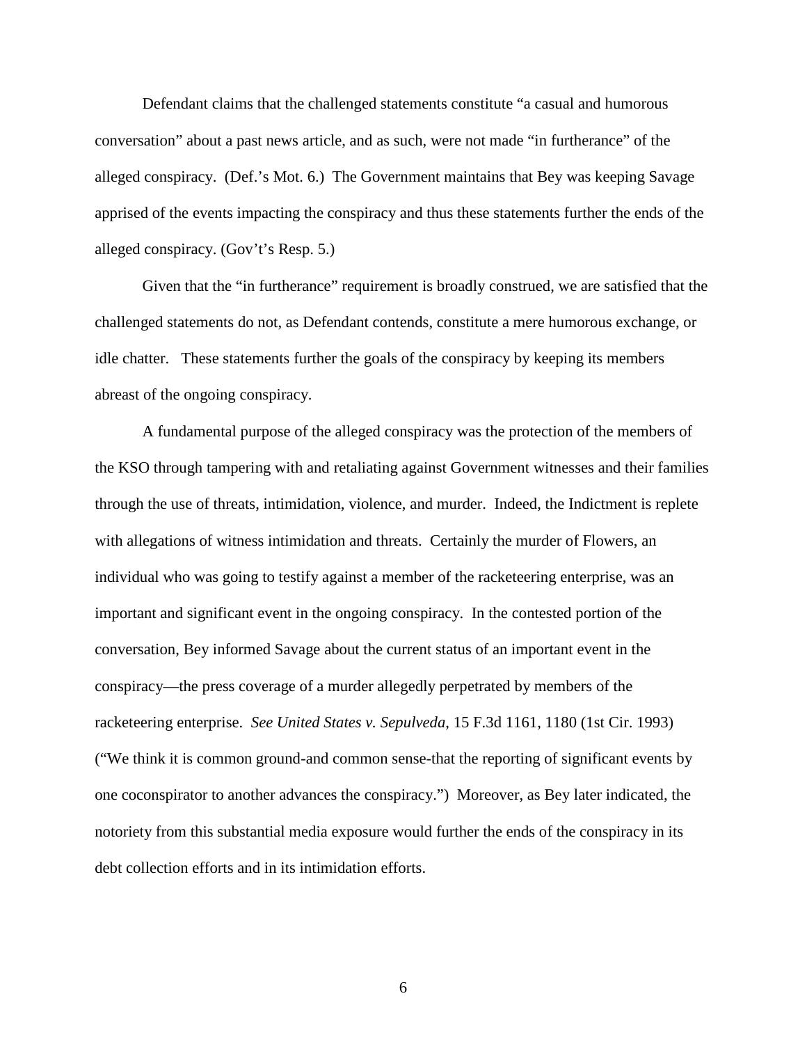Defendant claims that the challenged statements constitute "a casual and humorous conversation" about a past news article, and as such, were not made "in furtherance" of the alleged conspiracy. (Def.'s Mot. 6.) The Government maintains that Bey was keeping Savage apprised of the events impacting the conspiracy and thus these statements further the ends of the alleged conspiracy. (Gov't's Resp. 5.)

Given that the "in furtherance" requirement is broadly construed, we are satisfied that the challenged statements do not, as Defendant contends, constitute a mere humorous exchange, or idle chatter. These statements further the goals of the conspiracy by keeping its members abreast of the ongoing conspiracy.

A fundamental purpose of the alleged conspiracy was the protection of the members of the KSO through tampering with and retaliating against Government witnesses and their families through the use of threats, intimidation, violence, and murder. Indeed, the Indictment is replete with allegations of witness intimidation and threats. Certainly the murder of Flowers, an individual who was going to testify against a member of the racketeering enterprise, was an important and significant event in the ongoing conspiracy. In the contested portion of the conversation, Bey informed Savage about the current status of an important event in the conspiracy—the press coverage of a murder allegedly perpetrated by members of the racketeering enterprise. *See United States v. Sepulveda*, 15 F.3d 1161, 1180 (1st Cir. 1993) ("We think it is common ground-and common sense-that the reporting of significant events by one coconspirator to another advances the conspiracy.") Moreover, as Bey later indicated, the notoriety from this substantial media exposure would further the ends of the conspiracy in its debt collection efforts and in its intimidation efforts.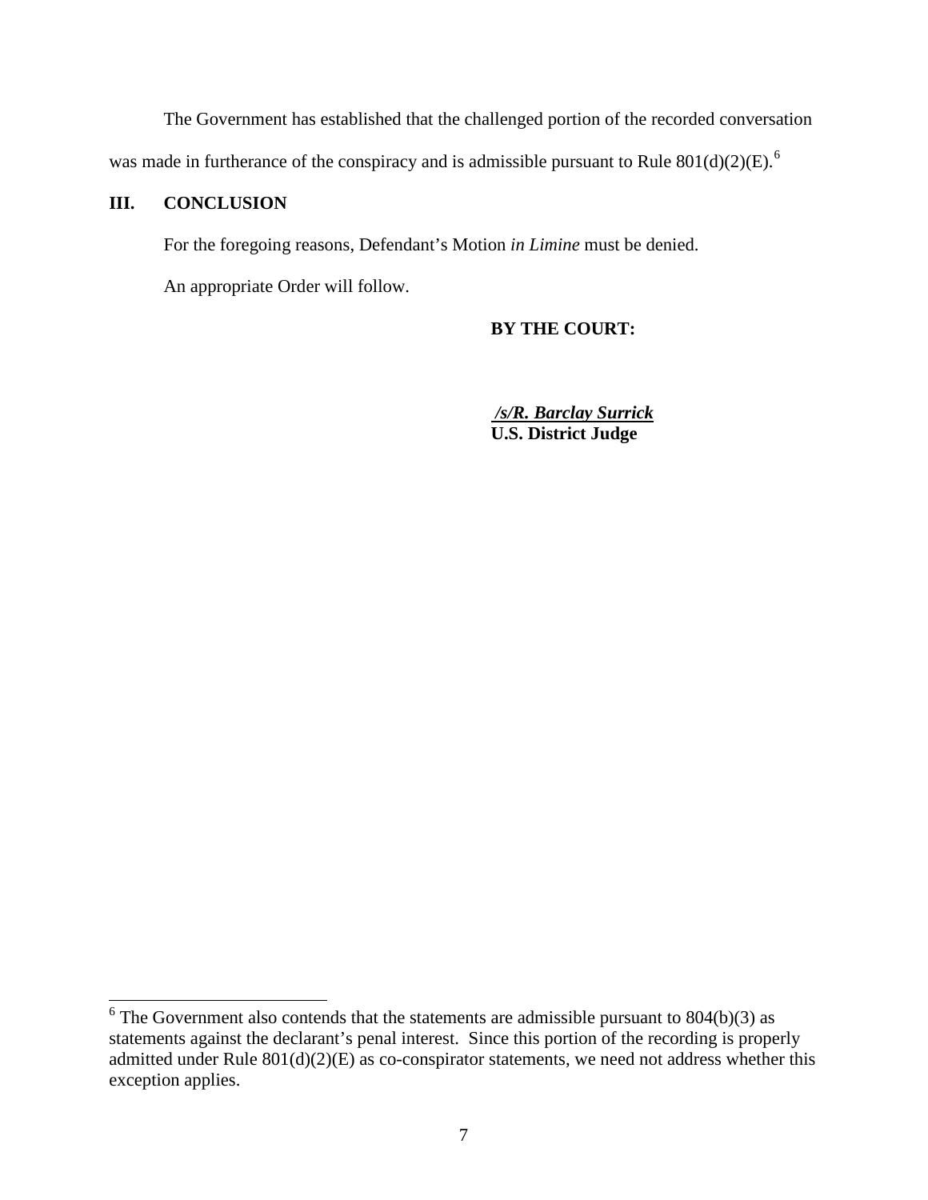The Government has established that the challenged portion of the recorded conversation was made in furtherance of the conspiracy and is admissible pursuant to Rule 801(d)(2)(E).[6]

## III. CONCLUSION

For the foregoing reasons, Defendant's Motion *in Limine* must be denied.

An appropriate Order will follow.

**BY THE COURT:**

***/s/R. Barclay Surrick***
**U.S. District Judge**

---

[6] The Government also contends that the statements are admissible pursuant to 804(b)(3) as statements against the declarant's penal interest. Since this portion of the recording is properly admitted under Rule 801(d)(2)(E) as co-conspirator statements, we need not address whether this exception applies.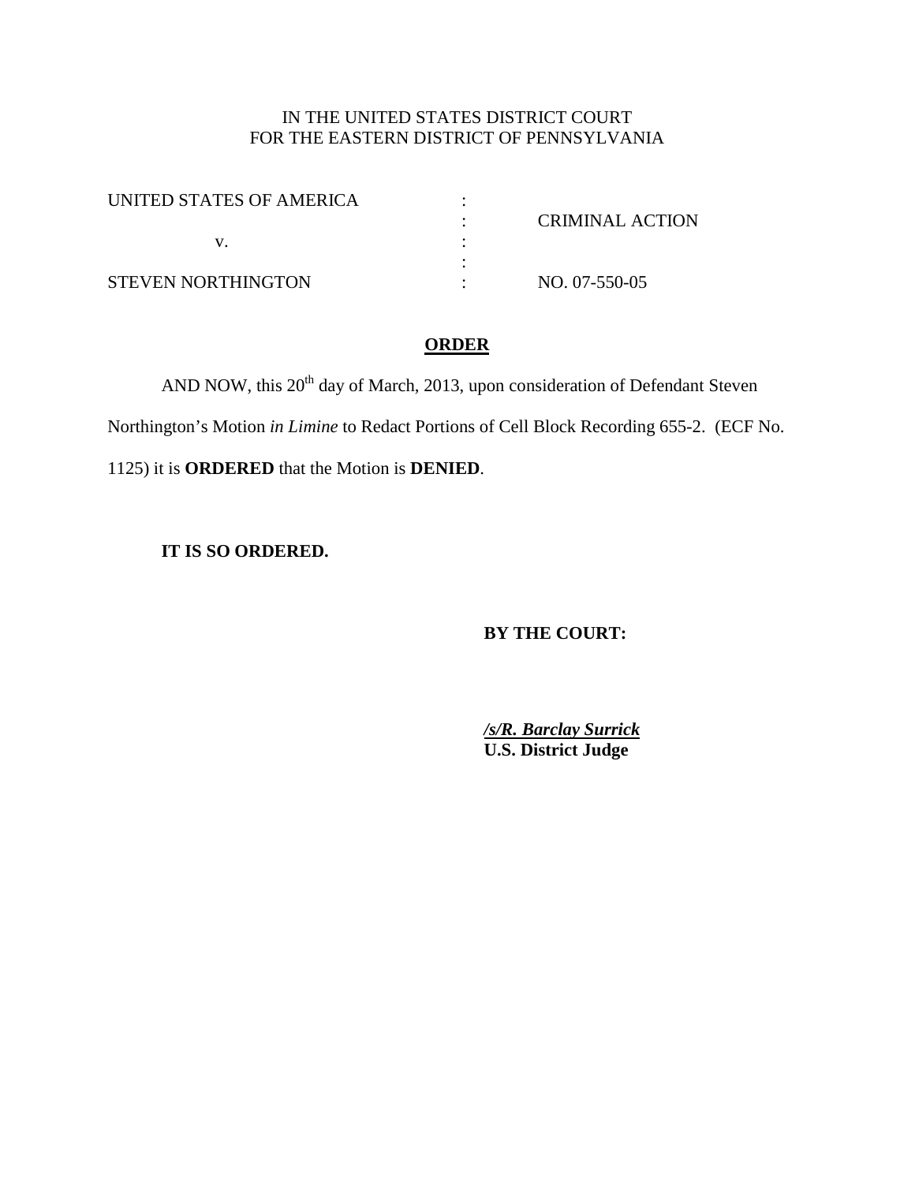IN THE UNITED STATES DISTRICT COURT
FOR THE EASTERN DISTRICT OF PENNSYLVANIA

| | | |
|---|---|---|
| UNITED STATES OF AMERICA | : | |
| | : | CRIMINAL ACTION |
| v. | : | |
| | : | |
| STEVEN NORTHINGTON | : | NO. 07-550-05 |

**ORDER**

AND NOW, this 20th day of March, 2013, upon consideration of Defendant Steven Northington's Motion *in Limine* to Redact Portions of Cell Block Recording 655-2. (ECF No. 1125) it is **ORDERED** that the Motion is **DENIED**.

**IT IS SO ORDERED.**

**BY THE COURT:**

***/s/R. Barclay Surrick***
**U.S. District Judge**